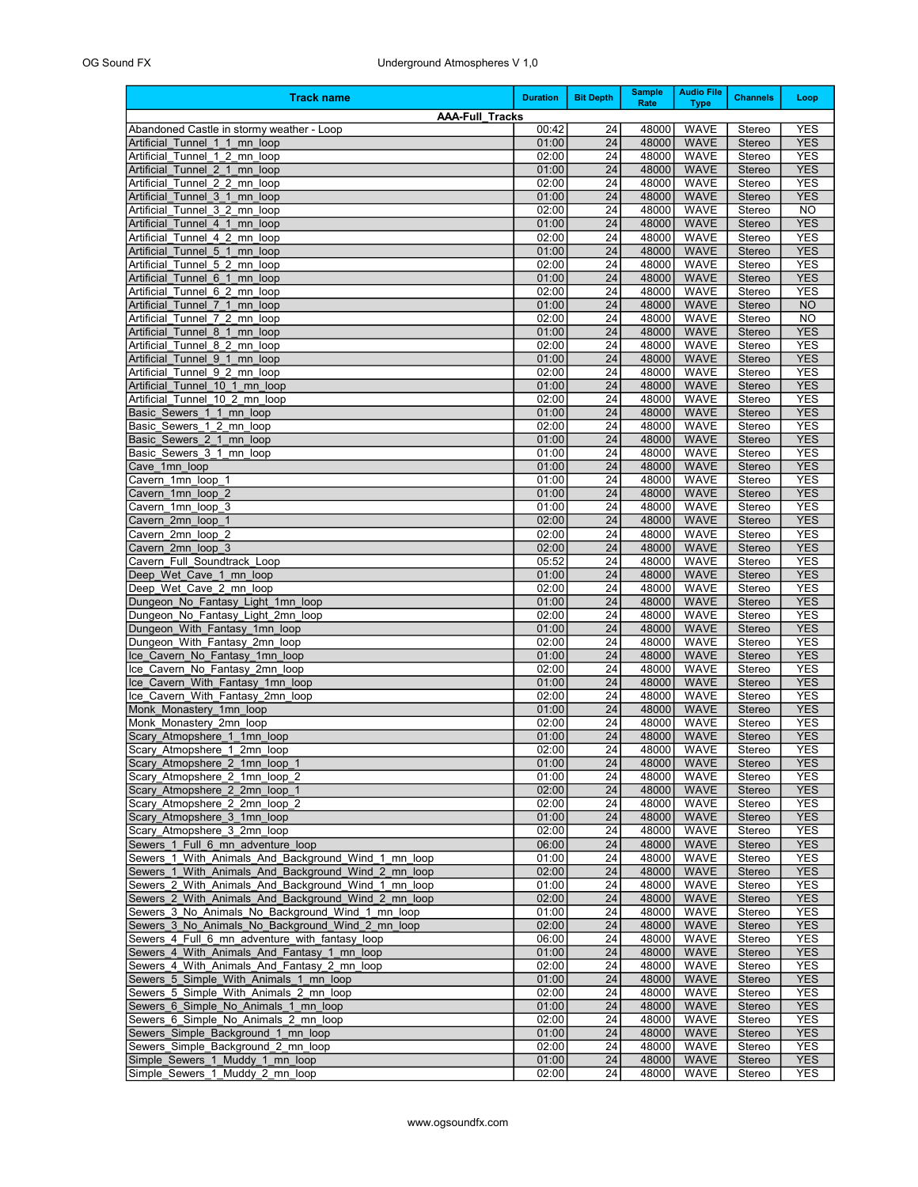| Track name | Duration | Bit Depth | Sample Rate | Audio File Type | Channels | Loop |
|---|---|---|---|---|---|---|
| **AAA-Full_Tracks** | | | | | | |
| Abandoned Castle in stormy weather - Loop | 00:42 | 24 | 48000 | WAVE | Stereo | YES |
| Artificial_Tunnel_1_1_mn_loop | 01:00 | 24 | 48000 | WAVE | Stereo | YES |
| Artificial_Tunnel_1_2_mn_loop | 02:00 | 24 | 48000 | WAVE | Stereo | YES |
| Artificial_Tunnel_2_1_mn_loop | 01:00 | 24 | 48000 | WAVE | Stereo | YES |
| Artificial_Tunnel_2_2_mn_loop | 02:00 | 24 | 48000 | WAVE | Stereo | YES |
| Artificial_Tunnel_3_1_mn_loop | 01:00 | 24 | 48000 | WAVE | Stereo | YES |
| Artificial_Tunnel_3_2_mn_loop | 02:00 | 24 | 48000 | WAVE | Stereo | NO |
| Artificial_Tunnel_4_1_mn_loop | 01:00 | 24 | 48000 | WAVE | Stereo | YES |
| Artificial_Tunnel_4_2_mn_loop | 02:00 | 24 | 48000 | WAVE | Stereo | YES |
| Artificial_Tunnel_5_1_mn_loop | 01:00 | 24 | 48000 | WAVE | Stereo | YES |
| Artificial_Tunnel_5_2_mn_loop | 02:00 | 24 | 48000 | WAVE | Stereo | YES |
| Artificial_Tunnel_6_1_mn_loop | 01:00 | 24 | 48000 | WAVE | Stereo | YES |
| Artificial_Tunnel_6_2_mn_loop | 02:00 | 24 | 48000 | WAVE | Stereo | YES |
| Artificial_Tunnel_7_1_mn_loop | 01:00 | 24 | 48000 | WAVE | Stereo | NO |
| Artificial_Tunnel_7_2_mn_loop | 02:00 | 24 | 48000 | WAVE | Stereo | NO |
| Artificial_Tunnel_8_1_mn_loop | 01:00 | 24 | 48000 | WAVE | Stereo | YES |
| Artificial_Tunnel_8_2_mn_loop | 02:00 | 24 | 48000 | WAVE | Stereo | YES |
| Artificial_Tunnel_9_1_mn_loop | 01:00 | 24 | 48000 | WAVE | Stereo | YES |
| Artificial_Tunnel_9_2_mn_loop | 02:00 | 24 | 48000 | WAVE | Stereo | YES |
| Artificial_Tunnel_10_1_mn_loop | 01:00 | 24 | 48000 | WAVE | Stereo | YES |
| Artificial_Tunnel_10_2_mn_loop | 02:00 | 24 | 48000 | WAVE | Stereo | YES |
| Basic_Sewers_1_1_mn_loop | 01:00 | 24 | 48000 | WAVE | Stereo | YES |
| Basic_Sewers_1_2_mn_loop | 02:00 | 24 | 48000 | WAVE | Stereo | YES |
| Basic_Sewers_2_1_mn_loop | 01:00 | 24 | 48000 | WAVE | Stereo | YES |
| Basic_Sewers_3_1_mn_loop | 01:00 | 24 | 48000 | WAVE | Stereo | YES |
| Cave_1mn_loop | 01:00 | 24 | 48000 | WAVE | Stereo | YES |
| Cavern_1mn_loop_1 | 01:00 | 24 | 48000 | WAVE | Stereo | YES |
| Cavern_1mn_loop_2 | 01:00 | 24 | 48000 | WAVE | Stereo | YES |
| Cavern_1mn_loop_3 | 01:00 | 24 | 48000 | WAVE | Stereo | YES |
| Cavern_2mn_loop_1 | 02:00 | 24 | 48000 | WAVE | Stereo | YES |
| Cavern_2mn_loop_2 | 02:00 | 24 | 48000 | WAVE | Stereo | YES |
| Cavern_2mn_loop_3 | 02:00 | 24 | 48000 | WAVE | Stereo | YES |
| Cavern_Full_Soundtrack_Loop | 05:52 | 24 | 48000 | WAVE | Stereo | YES |
| Deep_Wet_Cave_1_mn_loop | 01:00 | 24 | 48000 | WAVE | Stereo | YES |
| Deep_Wet_Cave_2_mn_loop | 02:00 | 24 | 48000 | WAVE | Stereo | YES |
| Dungeon_No_Fantasy_Light_1mn_loop | 01:00 | 24 | 48000 | WAVE | Stereo | YES |
| Dungeon_No_Fantasy_Light_2mn_loop | 02:00 | 24 | 48000 | WAVE | Stereo | YES |
| Dungeon_With_Fantasy_1mn_loop | 01:00 | 24 | 48000 | WAVE | Stereo | YES |
| Dungeon_With_Fantasy_2mn_loop | 02:00 | 24 | 48000 | WAVE | Stereo | YES |
| Ice_Cavern_No_Fantasy_1mn_loop | 01:00 | 24 | 48000 | WAVE | Stereo | YES |
| Ice_Cavern_No_Fantasy_2mn_loop | 02:00 | 24 | 48000 | WAVE | Stereo | YES |
| Ice_Cavern_With_Fantasy_1mn_loop | 01:00 | 24 | 48000 | WAVE | Stereo | YES |
| Ice_Cavern_With_Fantasy_2mn_loop | 02:00 | 24 | 48000 | WAVE | Stereo | YES |
| Monk_Monastery_1mn_loop | 01:00 | 24 | 48000 | WAVE | Stereo | YES |
| Monk_Monastery_2mn_loop | 02:00 | 24 | 48000 | WAVE | Stereo | YES |
| Scary_Atmopshere_1_1mn_loop | 01:00 | 24 | 48000 | WAVE | Stereo | YES |
| Scary_Atmopshere_1_2mn_loop | 02:00 | 24 | 48000 | WAVE | Stereo | YES |
| Scary_Atmopshere_2_1mn_loop_1 | 01:00 | 24 | 48000 | WAVE | Stereo | YES |
| Scary_Atmopshere_2_1mn_loop_2 | 01:00 | 24 | 48000 | WAVE | Stereo | YES |
| Scary_Atmopshere_2_2mn_loop_1 | 02:00 | 24 | 48000 | WAVE | Stereo | YES |
| Scary_Atmopshere_2_2mn_loop_2 | 02:00 | 24 | 48000 | WAVE | Stereo | YES |
| Scary_Atmopshere_3_1mn_loop | 01:00 | 24 | 48000 | WAVE | Stereo | YES |
| Scary_Atmopshere_3_2mn_loop | 02:00 | 24 | 48000 | WAVE | Stereo | YES |
| Sewers_1_Full_6_mn_adventure_loop | 06:00 | 24 | 48000 | WAVE | Stereo | YES |
| Sewers_1_With_Animals_And_Background_Wind_1_mn_loop | 01:00 | 24 | 48000 | WAVE | Stereo | YES |
| Sewers_1_With_Animals_And_Background_Wind_2_mn_loop | 02:00 | 24 | 48000 | WAVE | Stereo | YES |
| Sewers_2_With_Animals_And_Background_Wind_1_mn_loop | 01:00 | 24 | 48000 | WAVE | Stereo | YES |
| Sewers_2_With_Animals_And_Background_Wind_2_mn_loop | 02:00 | 24 | 48000 | WAVE | Stereo | YES |
| Sewers_3_No_Animals_No_Background_Wind_1_mn_loop | 01:00 | 24 | 48000 | WAVE | Stereo | YES |
| Sewers_3_No_Animals_No_Background_Wind_2_mn_loop | 02:00 | 24 | 48000 | WAVE | Stereo | YES |
| Sewers_4_Full_6_mn_adventure_with_fantasy_loop | 06:00 | 24 | 48000 | WAVE | Stereo | YES |
| Sewers_4_With_Animals_And_Fantasy_1_mn_loop | 01:00 | 24 | 48000 | WAVE | Stereo | YES |
| Sewers_4_With_Animals_And_Fantasy_2_mn_loop | 02:00 | 24 | 48000 | WAVE | Stereo | YES |
| Sewers_5_Simple_With_Animals_1_mn_loop | 01:00 | 24 | 48000 | WAVE | Stereo | YES |
| Sewers_5_Simple_With_Animals_2_mn_loop | 02:00 | 24 | 48000 | WAVE | Stereo | YES |
| Sewers_6_Simple_No_Animals_1_mn_loop | 01:00 | 24 | 48000 | WAVE | Stereo | YES |
| Sewers_6_Simple_No_Animals_2_mn_loop | 02:00 | 24 | 48000 | WAVE | Stereo | YES |
| Sewers_Simple_Background_1_mn_loop | 01:00 | 24 | 48000 | WAVE | Stereo | YES |
| Sewers_Simple_Background_2_mn_loop | 02:00 | 24 | 48000 | WAVE | Stereo | YES |
| Simple_Sewers_1_Muddy_1_mn_loop | 01:00 | 24 | 48000 | WAVE | Stereo | YES |
| Simple_Sewers_1_Muddy_2_mn_loop | 02:00 | 24 | 48000 | WAVE | Stereo | YES |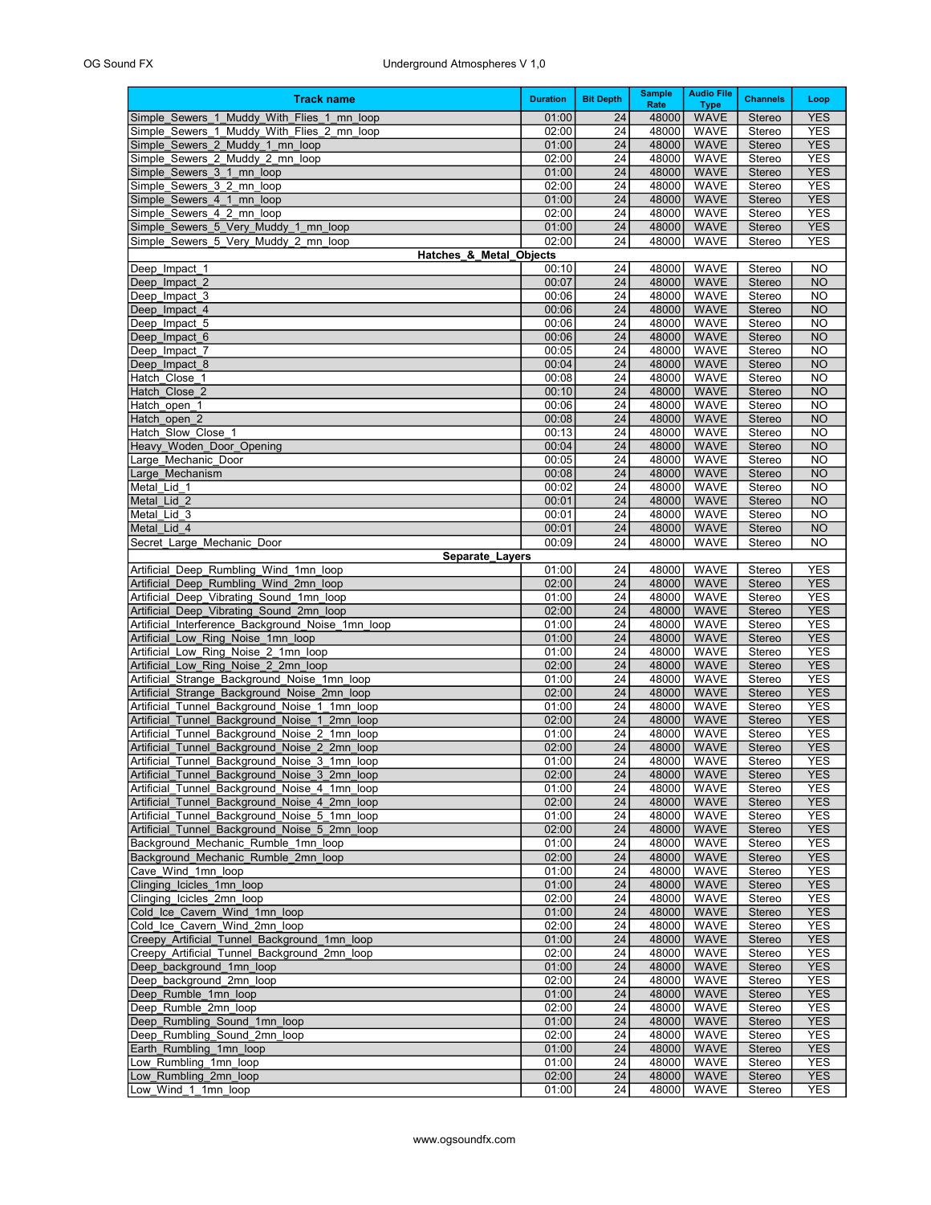| Track name | Duration | Bit Depth | Sample Rate | Audio File Type | Channels | Loop |
|---|---|---|---|---|---|---|
| Simple_Sewers_1_Muddy_With_Flies_1_mn_loop | 01:00 | 24 | 48000 | WAVE | Stereo | YES |
| Simple_Sewers_1_Muddy_With_Flies_2_mn_loop | 02:00 | 24 | 48000 | WAVE | Stereo | YES |
| Simple_Sewers_2_Muddy_1_mn_loop | 01:00 | 24 | 48000 | WAVE | Stereo | YES |
| Simple_Sewers_2_Muddy_2_mn_loop | 02:00 | 24 | 48000 | WAVE | Stereo | YES |
| Simple_Sewers_3_1_mn_loop | 01:00 | 24 | 48000 | WAVE | Stereo | YES |
| Simple_Sewers_3_2_mn_loop | 02:00 | 24 | 48000 | WAVE | Stereo | YES |
| Simple_Sewers_4_1_mn_loop | 01:00 | 24 | 48000 | WAVE | Stereo | YES |
| Simple_Sewers_4_2_mn_loop | 02:00 | 24 | 48000 | WAVE | Stereo | YES |
| Simple_Sewers_5_Very_Muddy_1_mn_loop | 01:00 | 24 | 48000 | WAVE | Stereo | YES |
| Simple_Sewers_5_Very_Muddy_2_mn_loop | 02:00 | 24 | 48000 | WAVE | Stereo | YES |
| **Hatches_&_Metal_Objects** | | | | | | |
| Deep_Impact_1 | 00:10 | 24 | 48000 | WAVE | Stereo | NO |
| Deep_Impact_2 | 00:07 | 24 | 48000 | WAVE | Stereo | NO |
| Deep_Impact_3 | 00:06 | 24 | 48000 | WAVE | Stereo | NO |
| Deep_Impact_4 | 00:06 | 24 | 48000 | WAVE | Stereo | NO |
| Deep_Impact_5 | 00:06 | 24 | 48000 | WAVE | Stereo | NO |
| Deep_Impact_6 | 00:06 | 24 | 48000 | WAVE | Stereo | NO |
| Deep_Impact_7 | 00:05 | 24 | 48000 | WAVE | Stereo | NO |
| Deep_Impact_8 | 00:04 | 24 | 48000 | WAVE | Stereo | NO |
| Hatch_Close_1 | 00:08 | 24 | 48000 | WAVE | Stereo | NO |
| Hatch_Close_2 | 00:10 | 24 | 48000 | WAVE | Stereo | NO |
| Hatch_open_1 | 00:06 | 24 | 48000 | WAVE | Stereo | NO |
| Hatch_open_2 | 00:08 | 24 | 48000 | WAVE | Stereo | NO |
| Hatch_Slow_Close_1 | 00:13 | 24 | 48000 | WAVE | Stereo | NO |
| Heavy_Woden_Door_Opening | 00:04 | 24 | 48000 | WAVE | Stereo | NO |
| Large_Mechanic_Door | 00:05 | 24 | 48000 | WAVE | Stereo | NO |
| Large_Mechanism | 00:08 | 24 | 48000 | WAVE | Stereo | NO |
| Metal_Lid_1 | 00:02 | 24 | 48000 | WAVE | Stereo | NO |
| Metal_Lid_2 | 00:01 | 24 | 48000 | WAVE | Stereo | NO |
| Metal_Lid_3 | 00:01 | 24 | 48000 | WAVE | Stereo | NO |
| Metal_Lid_4 | 00:01 | 24 | 48000 | WAVE | Stereo | NO |
| Secret_Large_Mechanic_Door | 00:09 | 24 | 48000 | WAVE | Stereo | NO |
| **Separate_Layers** | | | | | | |
| Artificial_Deep_Rumbling_Wind_1mn_loop | 01:00 | 24 | 48000 | WAVE | Stereo | YES |
| Artificial_Deep_Rumbling_Wind_2mn_loop | 02:00 | 24 | 48000 | WAVE | Stereo | YES |
| Artificial_Deep_Vibrating_Sound_1mn_loop | 01:00 | 24 | 48000 | WAVE | Stereo | YES |
| Artificial_Deep_Vibrating_Sound_2mn_loop | 02:00 | 24 | 48000 | WAVE | Stereo | YES |
| Artificial_Interference_Background_Noise_1mn_loop | 01:00 | 24 | 48000 | WAVE | Stereo | YES |
| Artificial_Low_Ring_Noise_1mn_loop | 01:00 | 24 | 48000 | WAVE | Stereo | YES |
| Artificial_Low_Ring_Noise_2_1mn_loop | 01:00 | 24 | 48000 | WAVE | Stereo | YES |
| Artificial_Low_Ring_Noise_2_2mn_loop | 02:00 | 24 | 48000 | WAVE | Stereo | YES |
| Artificial_Strange_Background_Noise_1mn_loop | 01:00 | 24 | 48000 | WAVE | Stereo | YES |
| Artificial_Strange_Background_Noise_2mn_loop | 02:00 | 24 | 48000 | WAVE | Stereo | YES |
| Artificial_Tunnel_Background_Noise_1_1mn_loop | 01:00 | 24 | 48000 | WAVE | Stereo | YES |
| Artificial_Tunnel_Background_Noise_1_2mn_loop | 02:00 | 24 | 48000 | WAVE | Stereo | YES |
| Artificial_Tunnel_Background_Noise_2_1mn_loop | 01:00 | 24 | 48000 | WAVE | Stereo | YES |
| Artificial_Tunnel_Background_Noise_2_2mn_loop | 02:00 | 24 | 48000 | WAVE | Stereo | YES |
| Artificial_Tunnel_Background_Noise_3_1mn_loop | 01:00 | 24 | 48000 | WAVE | Stereo | YES |
| Artificial_Tunnel_Background_Noise_3_2mn_loop | 02:00 | 24 | 48000 | WAVE | Stereo | YES |
| Artificial_Tunnel_Background_Noise_4_1mn_loop | 01:00 | 24 | 48000 | WAVE | Stereo | YES |
| Artificial_Tunnel_Background_Noise_4_2mn_loop | 02:00 | 24 | 48000 | WAVE | Stereo | YES |
| Artificial_Tunnel_Background_Noise_5_1mn_loop | 01:00 | 24 | 48000 | WAVE | Stereo | YES |
| Artificial_Tunnel_Background_Noise_5_2mn_loop | 02:00 | 24 | 48000 | WAVE | Stereo | YES |
| Background_Mechanic_Rumble_1mn_loop | 01:00 | 24 | 48000 | WAVE | Stereo | YES |
| Background_Mechanic_Rumble_2mn_loop | 02:00 | 24 | 48000 | WAVE | Stereo | YES |
| Cave_Wind_1mn_loop | 01:00 | 24 | 48000 | WAVE | Stereo | YES |
| Clinging_Icicles_1mn_loop | 01:00 | 24 | 48000 | WAVE | Stereo | YES |
| Clinging_Icicles_2mn_loop | 02:00 | 24 | 48000 | WAVE | Stereo | YES |
| Cold_Ice_Cavern_Wind_1mn_loop | 01:00 | 24 | 48000 | WAVE | Stereo | YES |
| Cold_Ice_Cavern_Wind_2mn_loop | 02:00 | 24 | 48000 | WAVE | Stereo | YES |
| Creepy_Artificial_Tunnel_Background_1mn_loop | 01:00 | 24 | 48000 | WAVE | Stereo | YES |
| Creepy_Artificial_Tunnel_Background_2mn_loop | 02:00 | 24 | 48000 | WAVE | Stereo | YES |
| Deep_background_1mn_loop | 01:00 | 24 | 48000 | WAVE | Stereo | YES |
| Deep_background_2mn_loop | 02:00 | 24 | 48000 | WAVE | Stereo | YES |
| Deep_Rumble_1mn_loop | 01:00 | 24 | 48000 | WAVE | Stereo | YES |
| Deep_Rumble_2mn_loop | 02:00 | 24 | 48000 | WAVE | Stereo | YES |
| Deep_Rumbling_Sound_1mn_loop | 01:00 | 24 | 48000 | WAVE | Stereo | YES |
| Deep_Rumbling_Sound_2mn_loop | 02:00 | 24 | 48000 | WAVE | Stereo | YES |
| Earth_Rumbling_1mn_loop | 01:00 | 24 | 48000 | WAVE | Stereo | YES |
| Low_Rumbling_1mn_loop | 01:00 | 24 | 48000 | WAVE | Stereo | YES |
| Low_Rumbling_2mn_loop | 02:00 | 24 | 48000 | WAVE | Stereo | YES |
| Low_Wind_1_1mn_loop | 01:00 | 24 | 48000 | WAVE | Stereo | YES |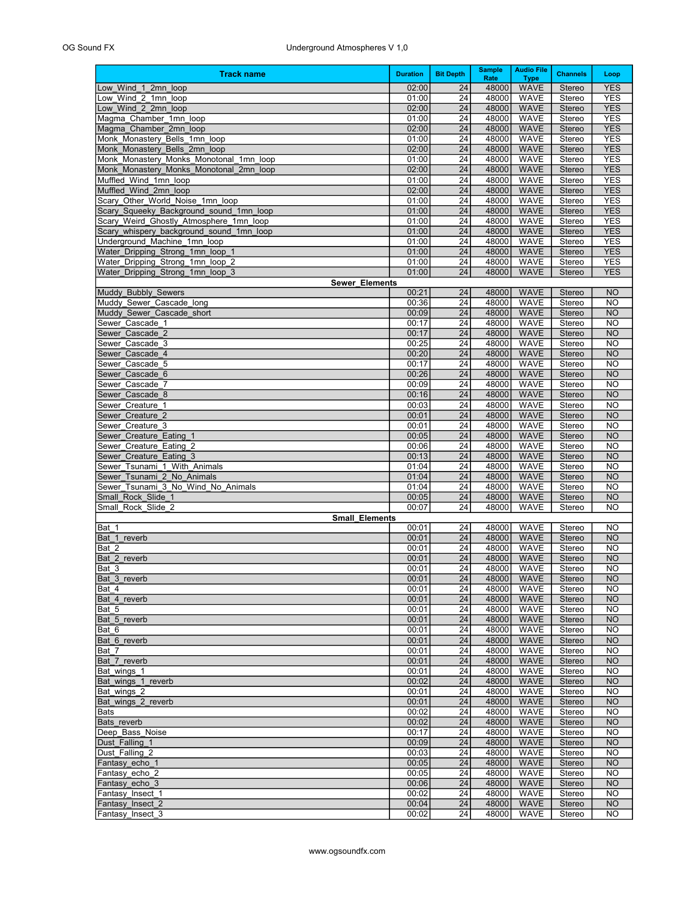| Track name | Duration | Bit Depth | Sample Rate | Audio File Type | Channels | Loop |
|---|---|---|---|---|---|---|
| Low_Wind_1_2mn_loop | 02:00 | 24 | 48000 | WAVE | Stereo | YES |
| Low_Wind_2_1mn_loop | 01:00 | 24 | 48000 | WAVE | Stereo | YES |
| Low_Wind_2_2mn_loop | 02:00 | 24 | 48000 | WAVE | Stereo | YES |
| Magma_Chamber_1mn_loop | 01:00 | 24 | 48000 | WAVE | Stereo | YES |
| Magma_Chamber_2mn_loop | 02:00 | 24 | 48000 | WAVE | Stereo | YES |
| Monk_Monastery_Bells_1mn_loop | 01:00 | 24 | 48000 | WAVE | Stereo | YES |
| Monk_Monastery_Bells_2mn_loop | 02:00 | 24 | 48000 | WAVE | Stereo | YES |
| Monk_Monastery_Monks_Monotonal_1mn_loop | 01:00 | 24 | 48000 | WAVE | Stereo | YES |
| Monk_Monastery_Monks_Monotonal_2mn_loop | 02:00 | 24 | 48000 | WAVE | Stereo | YES |
| Muffled_Wind_1mn_loop | 01:00 | 24 | 48000 | WAVE | Stereo | YES |
| Muffled_Wind_2mn_loop | 02:00 | 24 | 48000 | WAVE | Stereo | YES |
| Scary_Other_World_Noise_1mn_loop | 01:00 | 24 | 48000 | WAVE | Stereo | YES |
| Scary_Squeeky_Background_sound_1mn_loop | 01:00 | 24 | 48000 | WAVE | Stereo | YES |
| Scary_Weird_Ghostly_Atmosphere_1mn_loop | 01:00 | 24 | 48000 | WAVE | Stereo | YES |
| Scary_whispery_background_sound_1mn_loop | 01:00 | 24 | 48000 | WAVE | Stereo | YES |
| Underground_Machine_1mn_loop | 01:00 | 24 | 48000 | WAVE | Stereo | YES |
| Water_Dripping_Strong_1mn_loop_1 | 01:00 | 24 | 48000 | WAVE | Stereo | YES |
| Water_Dripping_Strong_1mn_loop_2 | 01:00 | 24 | 48000 | WAVE | Stereo | YES |
| Water_Dripping_Strong_1mn_loop_3 | 01:00 | 24 | 48000 | WAVE | Stereo | YES |
| **Sewer_Elements** | | | | | | |
| Muddy_Bubbly_Sewers | 00:21 | 24 | 48000 | WAVE | Stereo | NO |
| Muddy_Sewer_Cascade_long | 00:36 | 24 | 48000 | WAVE | Stereo | NO |
| Muddy_Sewer_Cascade_short | 00:09 | 24 | 48000 | WAVE | Stereo | NO |
| Sewer_Cascade_1 | 00:17 | 24 | 48000 | WAVE | Stereo | NO |
| Sewer_Cascade_2 | 00:17 | 24 | 48000 | WAVE | Stereo | NO |
| Sewer_Cascade_3 | 00:25 | 24 | 48000 | WAVE | Stereo | NO |
| Sewer_Cascade_4 | 00:20 | 24 | 48000 | WAVE | Stereo | NO |
| Sewer_Cascade_5 | 00:17 | 24 | 48000 | WAVE | Stereo | NO |
| Sewer_Cascade_6 | 00:26 | 24 | 48000 | WAVE | Stereo | NO |
| Sewer_Cascade_7 | 00:09 | 24 | 48000 | WAVE | Stereo | NO |
| Sewer_Cascade_8 | 00:16 | 24 | 48000 | WAVE | Stereo | NO |
| Sewer_Creature_1 | 00:03 | 24 | 48000 | WAVE | Stereo | NO |
| Sewer_Creature_2 | 00:01 | 24 | 48000 | WAVE | Stereo | NO |
| Sewer_Creature_3 | 00:01 | 24 | 48000 | WAVE | Stereo | NO |
| Sewer_Creature_Eating_1 | 00:05 | 24 | 48000 | WAVE | Stereo | NO |
| Sewer_Creature_Eating_2 | 00:06 | 24 | 48000 | WAVE | Stereo | NO |
| Sewer_Creature_Eating_3 | 00:13 | 24 | 48000 | WAVE | Stereo | NO |
| Sewer_Tsunami_1_With_Animals | 01:04 | 24 | 48000 | WAVE | Stereo | NO |
| Sewer_Tsunami_2_No_Animals | 01:04 | 24 | 48000 | WAVE | Stereo | NO |
| Sewer_Tsunami_3_No_Wind_No_Animals | 01:04 | 24 | 48000 | WAVE | Stereo | NO |
| Small_Rock_Slide_1 | 00:05 | 24 | 48000 | WAVE | Stereo | NO |
| Small_Rock_Slide_2 | 00:07 | 24 | 48000 | WAVE | Stereo | NO |
| **Small_Elements** | | | | | | |
| Bat_1 | 00:01 | 24 | 48000 | WAVE | Stereo | NO |
| Bat_1_reverb | 00:01 | 24 | 48000 | WAVE | Stereo | NO |
| Bat_2 | 00:01 | 24 | 48000 | WAVE | Stereo | NO |
| Bat_2_reverb | 00:01 | 24 | 48000 | WAVE | Stereo | NO |
| Bat_3 | 00:01 | 24 | 48000 | WAVE | Stereo | NO |
| Bat_3_reverb | 00:01 | 24 | 48000 | WAVE | Stereo | NO |
| Bat_4 | 00:01 | 24 | 48000 | WAVE | Stereo | NO |
| Bat_4_reverb | 00:01 | 24 | 48000 | WAVE | Stereo | NO |
| Bat_5 | 00:01 | 24 | 48000 | WAVE | Stereo | NO |
| Bat_5_reverb | 00:01 | 24 | 48000 | WAVE | Stereo | NO |
| Bat_6 | 00:01 | 24 | 48000 | WAVE | Stereo | NO |
| Bat_6_reverb | 00:01 | 24 | 48000 | WAVE | Stereo | NO |
| Bat_7 | 00:01 | 24 | 48000 | WAVE | Stereo | NO |
| Bat_7_reverb | 00:01 | 24 | 48000 | WAVE | Stereo | NO |
| Bat_wings_1 | 00:01 | 24 | 48000 | WAVE | Stereo | NO |
| Bat_wings_1_reverb | 00:02 | 24 | 48000 | WAVE | Stereo | NO |
| Bat_wings_2 | 00:01 | 24 | 48000 | WAVE | Stereo | NO |
| Bat_wings_2_reverb | 00:01 | 24 | 48000 | WAVE | Stereo | NO |
| Bats | 00:02 | 24 | 48000 | WAVE | Stereo | NO |
| Bats_reverb | 00:02 | 24 | 48000 | WAVE | Stereo | NO |
| Deep_Bass_Noise | 00:17 | 24 | 48000 | WAVE | Stereo | NO |
| Dust_Falling_1 | 00:09 | 24 | 48000 | WAVE | Stereo | NO |
| Dust_Falling_2 | 00:03 | 24 | 48000 | WAVE | Stereo | NO |
| Fantasy_echo_1 | 00:05 | 24 | 48000 | WAVE | Stereo | NO |
| Fantasy_echo_2 | 00:05 | 24 | 48000 | WAVE | Stereo | NO |
| Fantasy_echo_3 | 00:06 | 24 | 48000 | WAVE | Stereo | NO |
| Fantasy_Insect_1 | 00:02 | 24 | 48000 | WAVE | Stereo | NO |
| Fantasy_Insect_2 | 00:04 | 24 | 48000 | WAVE | Stereo | NO |
| Fantasy_Insect_3 | 00:02 | 24 | 48000 | WAVE | Stereo | NO |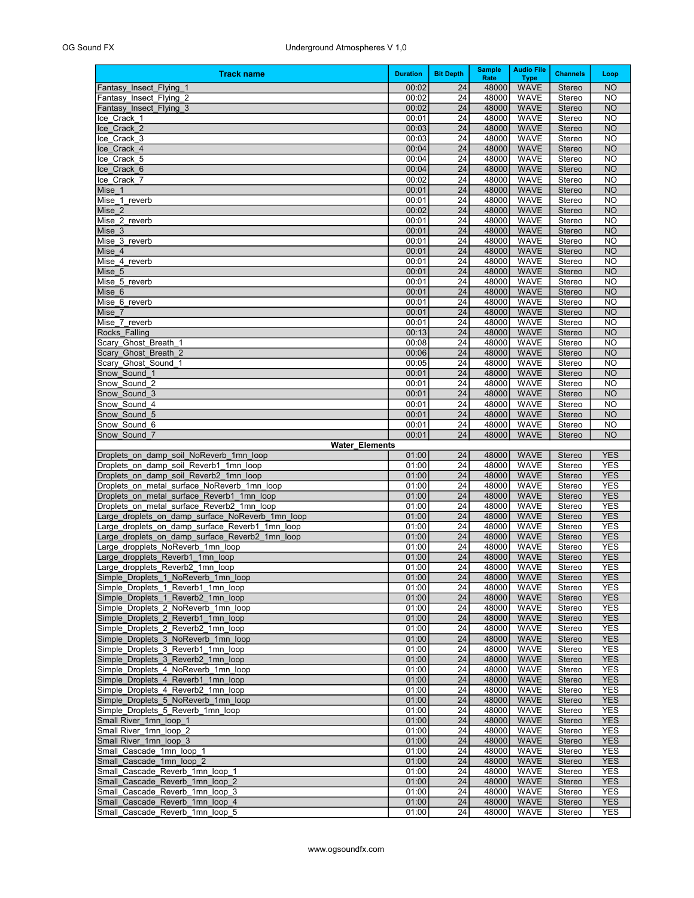| Track name | Duration | Bit Depth | Sample Rate | Audio File Type | Channels | Loop |
|---|---|---|---|---|---|---|
| Fantasy_Insect_Flying_1 | 00:02 | 24 | 48000 | WAVE | Stereo | NO |
| Fantasy_Insect_Flying_2 | 00:02 | 24 | 48000 | WAVE | Stereo | NO |
| Fantasy_Insect_Flying_3 | 00:02 | 24 | 48000 | WAVE | Stereo | NO |
| Ice_Crack_1 | 00:01 | 24 | 48000 | WAVE | Stereo | NO |
| Ice_Crack_2 | 00:03 | 24 | 48000 | WAVE | Stereo | NO |
| Ice_Crack_3 | 00:03 | 24 | 48000 | WAVE | Stereo | NO |
| Ice_Crack_4 | 00:04 | 24 | 48000 | WAVE | Stereo | NO |
| Ice_Crack_5 | 00:04 | 24 | 48000 | WAVE | Stereo | NO |
| Ice_Crack_6 | 00:04 | 24 | 48000 | WAVE | Stereo | NO |
| Ice_Crack_7 | 00:02 | 24 | 48000 | WAVE | Stereo | NO |
| Mise_1 | 00:01 | 24 | 48000 | WAVE | Stereo | NO |
| Mise_1_reverb | 00:01 | 24 | 48000 | WAVE | Stereo | NO |
| Mise_2 | 00:02 | 24 | 48000 | WAVE | Stereo | NO |
| Mise_2_reverb | 00:01 | 24 | 48000 | WAVE | Stereo | NO |
| Mise_3 | 00:01 | 24 | 48000 | WAVE | Stereo | NO |
| Mise_3_reverb | 00:01 | 24 | 48000 | WAVE | Stereo | NO |
| Mise_4 | 00:01 | 24 | 48000 | WAVE | Stereo | NO |
| Mise_4_reverb | 00:01 | 24 | 48000 | WAVE | Stereo | NO |
| Mise_5 | 00:01 | 24 | 48000 | WAVE | Stereo | NO |
| Mise_5_reverb | 00:01 | 24 | 48000 | WAVE | Stereo | NO |
| Mise_6 | 00:01 | 24 | 48000 | WAVE | Stereo | NO |
| Mise_6_reverb | 00:01 | 24 | 48000 | WAVE | Stereo | NO |
| Mise_7 | 00:01 | 24 | 48000 | WAVE | Stereo | NO |
| Mise_7_reverb | 00:01 | 24 | 48000 | WAVE | Stereo | NO |
| Rocks_Falling | 00:13 | 24 | 48000 | WAVE | Stereo | NO |
| Scary_Ghost_Breath_1 | 00:08 | 24 | 48000 | WAVE | Stereo | NO |
| Scary_Ghost_Breath_2 | 00:06 | 24 | 48000 | WAVE | Stereo | NO |
| Scary_Ghost_Sound_1 | 00:05 | 24 | 48000 | WAVE | Stereo | NO |
| Snow_Sound_1 | 00:01 | 24 | 48000 | WAVE | Stereo | NO |
| Snow_Sound_2 | 00:01 | 24 | 48000 | WAVE | Stereo | NO |
| Snow_Sound_3 | 00:01 | 24 | 48000 | WAVE | Stereo | NO |
| Snow_Sound_4 | 00:01 | 24 | 48000 | WAVE | Stereo | NO |
| Snow_Sound_5 | 00:01 | 24 | 48000 | WAVE | Stereo | NO |
| Snow_Sound_6 | 00:01 | 24 | 48000 | WAVE | Stereo | NO |
| Snow_Sound_7 | 00:01 | 24 | 48000 | WAVE | Stereo | NO |
| **Water_Elements** | | | | | | |
| Droplets_on_damp_soil_NoReverb_1mn_loop | 01:00 | 24 | 48000 | WAVE | Stereo | YES |
| Droplets_on_damp_soil_Reverb1_1mn_loop | 01:00 | 24 | 48000 | WAVE | Stereo | YES |
| Droplets_on_damp_soil_Reverb2_1mn_loop | 01:00 | 24 | 48000 | WAVE | Stereo | YES |
| Droplets_on_metal_surface_NoReverb_1mn_loop | 01:00 | 24 | 48000 | WAVE | Stereo | YES |
| Droplets_on_metal_surface_Reverb1_1mn_loop | 01:00 | 24 | 48000 | WAVE | Stereo | YES |
| Droplets_on_metal_surface_Reverb2_1mn_loop | 01:00 | 24 | 48000 | WAVE | Stereo | YES |
| Large_droplets_on_damp_surface_NoReverb_1mn_loop | 01:00 | 24 | 48000 | WAVE | Stereo | YES |
| Large_droplets_on_damp_surface_Reverb1_1mn_loop | 01:00 | 24 | 48000 | WAVE | Stereo | YES |
| Large_droplets_on_damp_surface_Reverb2_1mn_loop | 01:00 | 24 | 48000 | WAVE | Stereo | YES |
| Large_dropplets_NoReverb_1mn_loop | 01:00 | 24 | 48000 | WAVE | Stereo | YES |
| Large_dropplets_Reverb1_1mn_loop | 01:00 | 24 | 48000 | WAVE | Stereo | YES |
| Large_dropplets_Reverb2_1mn_loop | 01:00 | 24 | 48000 | WAVE | Stereo | YES |
| Simple_Droplets_1_NoReverb_1mn_loop | 01:00 | 24 | 48000 | WAVE | Stereo | YES |
| Simple_Droplets_1_Reverb1_1mn_loop | 01:00 | 24 | 48000 | WAVE | Stereo | YES |
| Simple_Droplets_1_Reverb2_1mn_loop | 01:00 | 24 | 48000 | WAVE | Stereo | YES |
| Simple_Droplets_2_NoReverb_1mn_loop | 01:00 | 24 | 48000 | WAVE | Stereo | YES |
| Simple_Droplets_2_Reverb1_1mn_loop | 01:00 | 24 | 48000 | WAVE | Stereo | YES |
| Simple_Droplets_2_Reverb2_1mn_loop | 01:00 | 24 | 48000 | WAVE | Stereo | YES |
| Simple_Droplets_3_NoReverb_1mn_loop | 01:00 | 24 | 48000 | WAVE | Stereo | YES |
| Simple_Droplets_3_Reverb1_1mn_loop | 01:00 | 24 | 48000 | WAVE | Stereo | YES |
| Simple_Droplets_3_Reverb2_1mn_loop | 01:00 | 24 | 48000 | WAVE | Stereo | YES |
| Simple_Droplets_4_NoReverb_1mn_loop | 01:00 | 24 | 48000 | WAVE | Stereo | YES |
| Simple_Droplets_4_Reverb1_1mn_loop | 01:00 | 24 | 48000 | WAVE | Stereo | YES |
| Simple_Droplets_4_Reverb2_1mn_loop | 01:00 | 24 | 48000 | WAVE | Stereo | YES |
| Simple_Droplets_5_NoReverb_1mn_loop | 01:00 | 24 | 48000 | WAVE | Stereo | YES |
| Simple_Droplets_5_Reverb_1mn_loop | 01:00 | 24 | 48000 | WAVE | Stereo | YES |
| Small River_1mn_loop_1 | 01:00 | 24 | 48000 | WAVE | Stereo | YES |
| Small River_1mn_loop_2 | 01:00 | 24 | 48000 | WAVE | Stereo | YES |
| Small River_1mn_loop_3 | 01:00 | 24 | 48000 | WAVE | Stereo | YES |
| Small_Cascade_1mn_loop_1 | 01:00 | 24 | 48000 | WAVE | Stereo | YES |
| Small_Cascade_1mn_loop_2 | 01:00 | 24 | 48000 | WAVE | Stereo | YES |
| Small_Cascade_Reverb_1mn_loop_1 | 01:00 | 24 | 48000 | WAVE | Stereo | YES |
| Small_Cascade_Reverb_1mn_loop_2 | 01:00 | 24 | 48000 | WAVE | Stereo | YES |
| Small_Cascade_Reverb_1mn_loop_3 | 01:00 | 24 | 48000 | WAVE | Stereo | YES |
| Small_Cascade_Reverb_1mn_loop_4 | 01:00 | 24 | 48000 | WAVE | Stereo | YES |
| Small_Cascade_Reverb_1mn_loop_5 | 01:00 | 24 | 48000 | WAVE | Stereo | YES |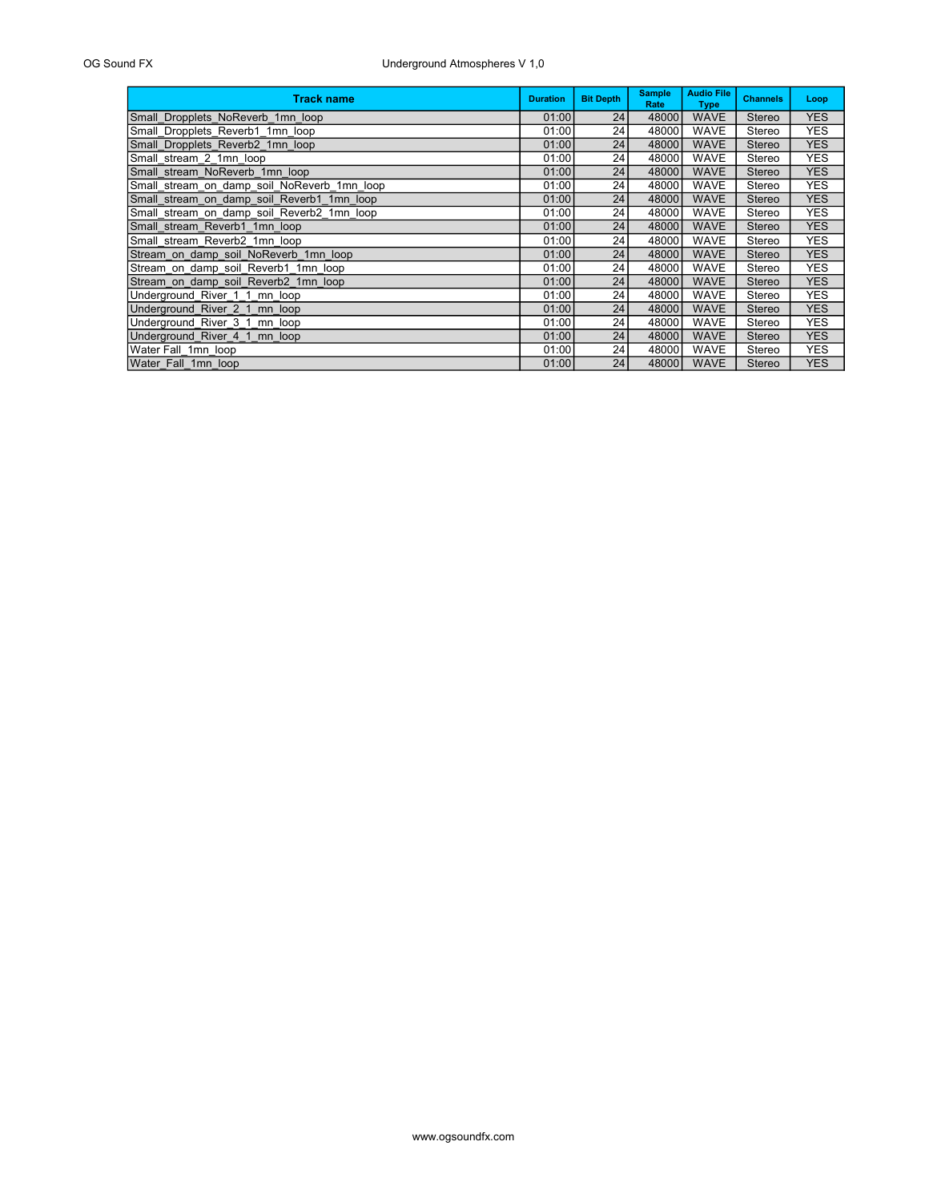| Track name | Duration | Bit Depth | Sample Rate | Audio File Type | Channels | Loop |
|---|---|---|---|---|---|---|
| Small_Dropplets_NoReverb_1mn_loop | 01:00 | 24 | 48000 | WAVE | Stereo | YES |
| Small_Dropplets_Reverb1_1mn_loop | 01:00 | 24 | 48000 | WAVE | Stereo | YES |
| Small_Dropplets_Reverb2_1mn_loop | 01:00 | 24 | 48000 | WAVE | Stereo | YES |
| Small_stream_2_1mn_loop | 01:00 | 24 | 48000 | WAVE | Stereo | YES |
| Small_stream_NoReverb_1mn_loop | 01:00 | 24 | 48000 | WAVE | Stereo | YES |
| Small_stream_on_damp_soil_NoReverb_1mn_loop | 01:00 | 24 | 48000 | WAVE | Stereo | YES |
| Small_stream_on_damp_soil_Reverb1_1mn_loop | 01:00 | 24 | 48000 | WAVE | Stereo | YES |
| Small_stream_on_damp_soil_Reverb2_1mn_loop | 01:00 | 24 | 48000 | WAVE | Stereo | YES |
| Small_stream_Reverb1_1mn_loop | 01:00 | 24 | 48000 | WAVE | Stereo | YES |
| Small_stream_Reverb2_1mn_loop | 01:00 | 24 | 48000 | WAVE | Stereo | YES |
| Stream_on_damp_soil_NoReverb_1mn_loop | 01:00 | 24 | 48000 | WAVE | Stereo | YES |
| Stream_on_damp_soil_Reverb1_1mn_loop | 01:00 | 24 | 48000 | WAVE | Stereo | YES |
| Stream_on_damp_soil_Reverb2_1mn_loop | 01:00 | 24 | 48000 | WAVE | Stereo | YES |
| Underground_River_1_1_mn_loop | 01:00 | 24 | 48000 | WAVE | Stereo | YES |
| Underground_River_2_1_mn_loop | 01:00 | 24 | 48000 | WAVE | Stereo | YES |
| Underground_River_3_1_mn_loop | 01:00 | 24 | 48000 | WAVE | Stereo | YES |
| Underground_River_4_1_mn_loop | 01:00 | 24 | 48000 | WAVE | Stereo | YES |
| Water Fall_1mn_loop | 01:00 | 24 | 48000 | WAVE | Stereo | YES |
| Water_Fall_1mn_loop | 01:00 | 24 | 48000 | WAVE | Stereo | YES |